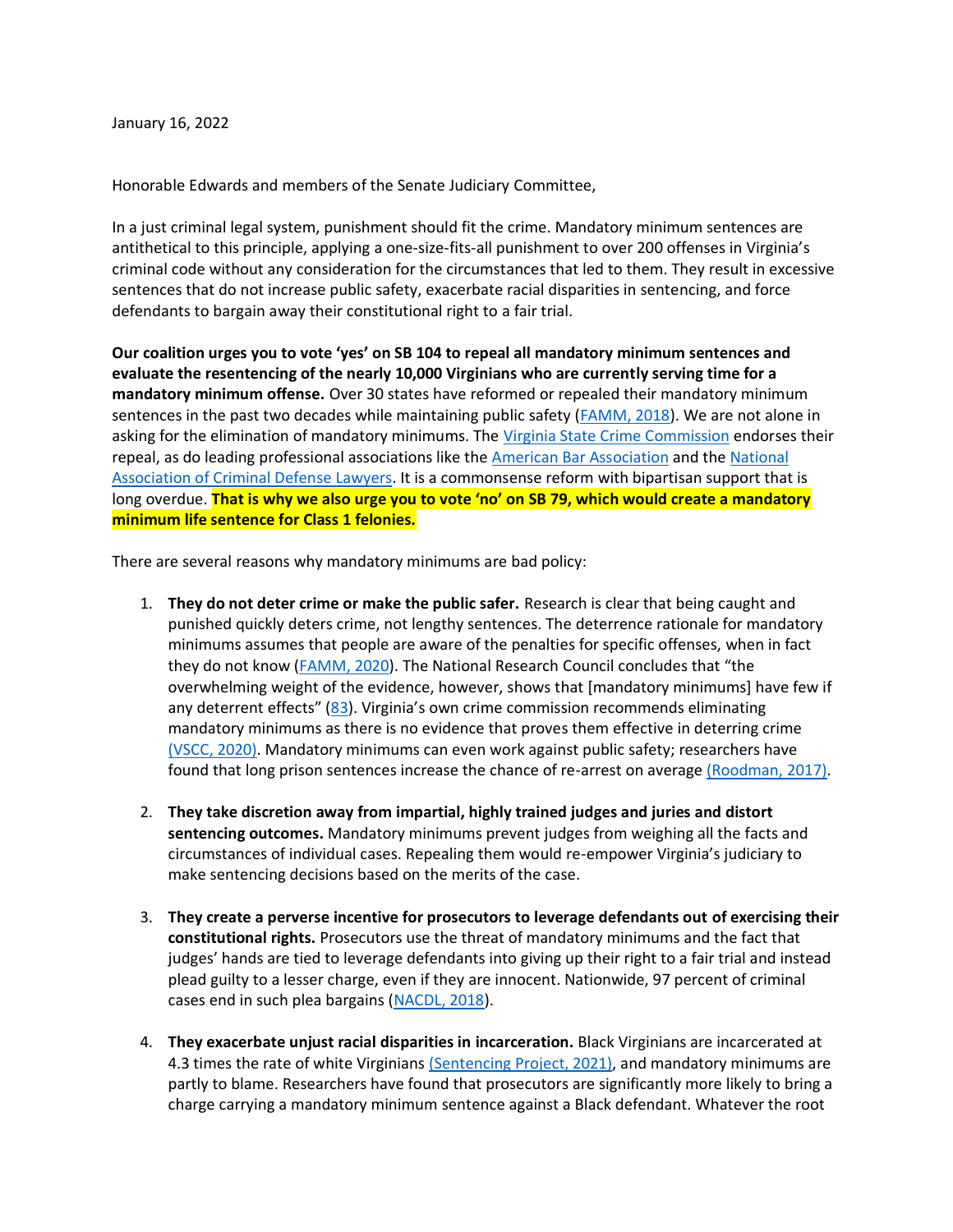January 16, 2022

Honorable Edwards and members of the Senate Judiciary Committee,

In a just criminal legal system, punishment should fit the crime. Mandatory minimum sentences are antithetical to this principle, applying a one-size-fits-all punishment to over 200 offenses in Virginia's criminal code without any consideration for the circumstances that led to them. They result in excessive sentences that do not increase public safety, exacerbate racial disparities in sentencing, and force defendants to bargain away their constitutional right to a fair trial.

**Our coalition urges you to vote 'yes' on SB 104 to repeal all mandatory minimum sentences and evaluate the resentencing of the nearly 10,000 Virginians who are currently serving time for a mandatory minimum offense.** Over 30 states have reformed or repealed their mandatory minimum sentences in the past two decades while maintaining public safety (FAMM, 2018). We are not alone in asking for the elimination of mandatory minimums. The Virginia State Crime Commission endorses their repeal, as do leading professional associations like the American Bar Association and the National Association of Criminal Defense Lawyers. It is a commonsense reform with bipartisan support that is long overdue. **That is why we also urge you to vote 'no' on SB 79, which would create a mandatory minimum life sentence for Class 1 felonies.**

There are several reasons why mandatory minimums are bad policy:

1. **They do not deter crime or make the public safer.** Research is clear that being caught and punished quickly deters crime, not lengthy sentences. The deterrence rationale for mandatory minimums assumes that people are aware of the penalties for specific offenses, when in fact they do not know (FAMM, 2020). The National Research Council concludes that "the overwhelming weight of the evidence, however, shows that [mandatory minimums] have few if any deterrent effects" (83). Virginia's own crime commission recommends eliminating mandatory minimums as there is no evidence that proves them effective in deterring crime (VSCC, 2020). Mandatory minimums can even work against public safety; researchers have found that long prison sentences increase the chance of re-arrest on average (Roodman, 2017).

2. **They take discretion away from impartial, highly trained judges and juries and distort sentencing outcomes.** Mandatory minimums prevent judges from weighing all the facts and circumstances of individual cases. Repealing them would re-empower Virginia's judiciary to make sentencing decisions based on the merits of the case.

3. **They create a perverse incentive for prosecutors to leverage defendants out of exercising their constitutional rights.** Prosecutors use the threat of mandatory minimums and the fact that judges' hands are tied to leverage defendants into giving up their right to a fair trial and instead plead guilty to a lesser charge, even if they are innocent. Nationwide, 97 percent of criminal cases end in such plea bargains (NACDL, 2018).

4. **They exacerbate unjust racial disparities in incarceration.** Black Virginians are incarcerated at 4.3 times the rate of white Virginians (Sentencing Project, 2021), and mandatory minimums are partly to blame. Researchers have found that prosecutors are significantly more likely to bring a charge carrying a mandatory minimum sentence against a Black defendant. Whatever the root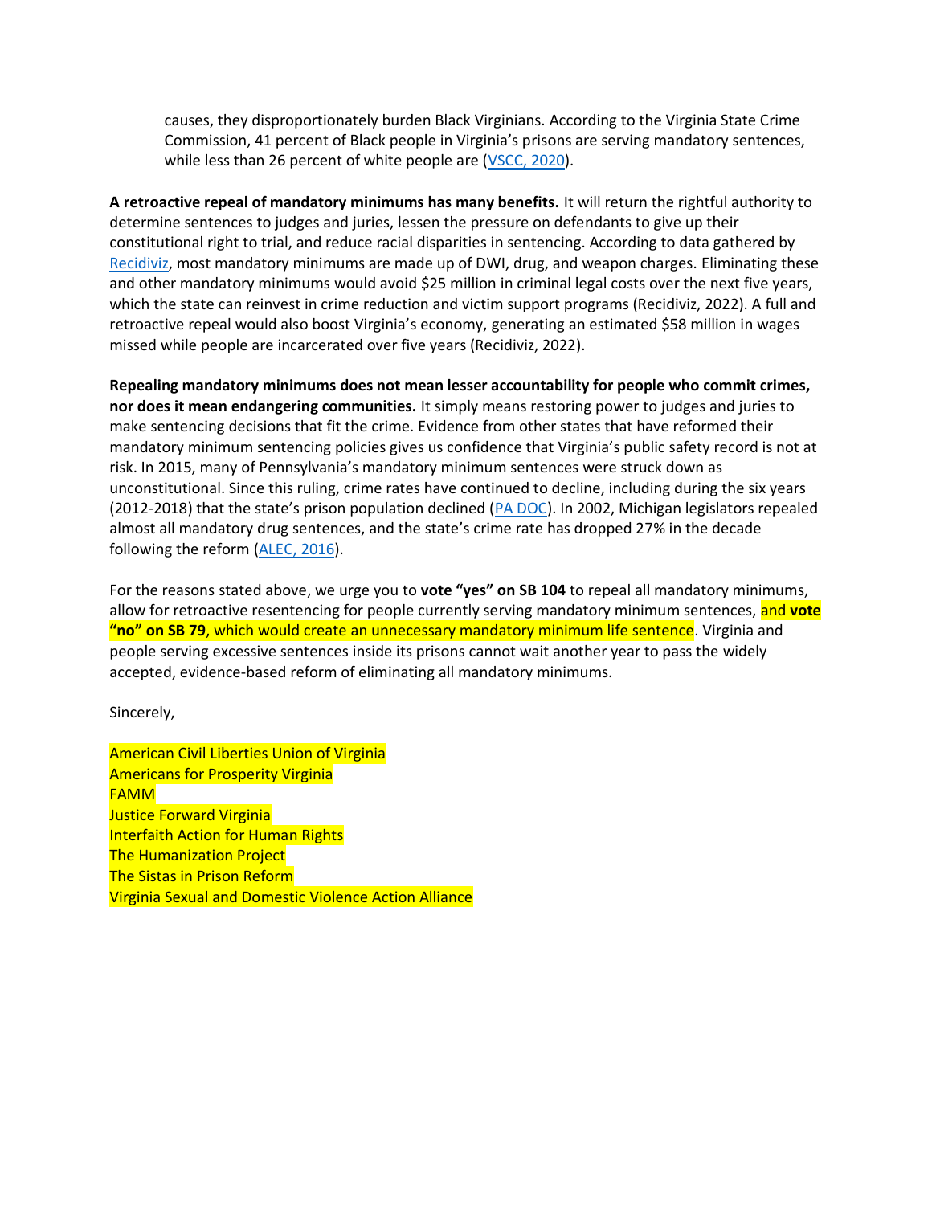causes, they disproportionately burden Black Virginians. According to the Virginia State Crime Commission, 41 percent of Black people in Virginia's prisons are serving mandatory sentences, while less than 26 percent of white people are ([VSCC, 2020](#)).

**A retroactive repeal of mandatory minimums has many benefits.** It will return the rightful authority to determine sentences to judges and juries, lessen the pressure on defendants to give up their constitutional right to trial, and reduce racial disparities in sentencing. According to data gathered by [Recidiviz](#), most mandatory minimums are made up of DWI, drug, and weapon charges. Eliminating these and other mandatory minimums would avoid $25 million in criminal legal costs over the next five years, which the state can reinvest in crime reduction and victim support programs (Recidiviz, 2022). A full and retroactive repeal would also boost Virginia's economy, generating an estimated $58 million in wages missed while people are incarcerated over five years (Recidiviz, 2022).

**Repealing mandatory minimums does not mean lesser accountability for people who commit crimes, nor does it mean endangering communities.** It simply means restoring power to judges and juries to make sentencing decisions that fit the crime. Evidence from other states that have reformed their mandatory minimum sentencing policies gives us confidence that Virginia's public safety record is not at risk. In 2015, many of Pennsylvania's mandatory minimum sentences were struck down as unconstitutional. Since this ruling, crime rates have continued to decline, including during the six years (2012-2018) that the state's prison population declined ([PA DOC](#)). In 2002, Michigan legislators repealed almost all mandatory drug sentences, and the state's crime rate has dropped 27% in the decade following the reform ([ALEC, 2016](#)).

For the reasons stated above, we urge you to **vote "yes" on SB 104** to repeal all mandatory minimums, allow for retroactive resentencing for people currently serving mandatory minimum sentences, and **vote "no" on SB 79**, which would create an unnecessary mandatory minimum life sentence. Virginia and people serving excessive sentences inside its prisons cannot wait another year to pass the widely accepted, evidence-based reform of eliminating all mandatory minimums.

Sincerely,

American Civil Liberties Union of Virginia
Americans for Prosperity Virginia
FAMM
Justice Forward Virginia
Interfaith Action for Human Rights
The Humanization Project
The Sistas in Prison Reform
Virginia Sexual and Domestic Violence Action Alliance